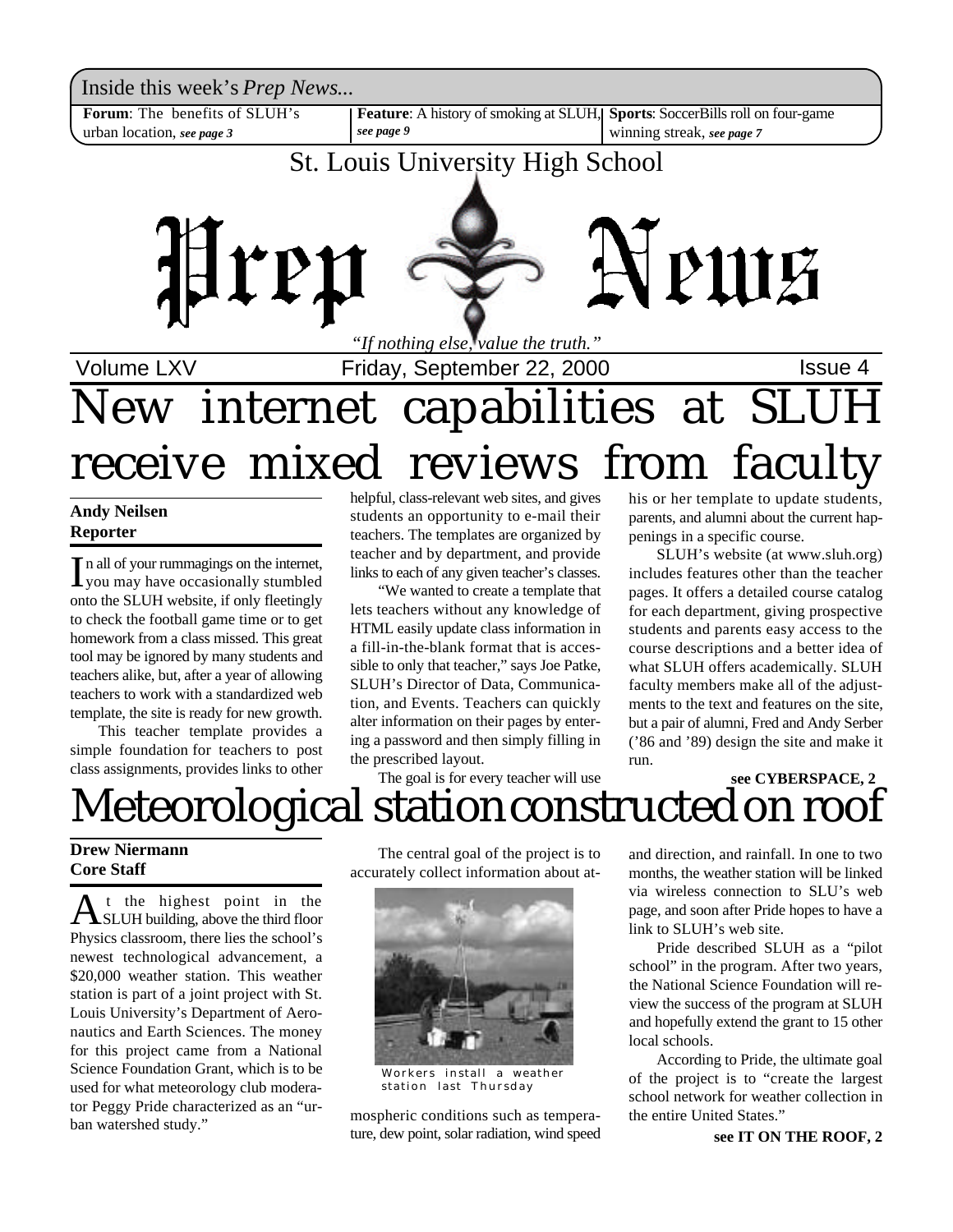Inside this week's *Prep News*...

**Forum**: The benefits of SLUH's urban location, ***see page 3***

**Feature**: A history of smoking at SLUH, ***see page 9***

**Sports**: SoccerBills roll on four-game winning streak, ***see page 7***

St. Louis University High School

# Prep News

*"If nothing else, value the truth."*

Volume LXV — Friday, September 22, 2000 — Issue 4

# New internet capabilities at SLUH receive mixed reviews from faculty

**Andy Neilsen**
**Reporter**

In all of your rummagings on the internet, you may have occasionally stumbled onto the SLUH website, if only fleetingly to check the football game time or to get homework from a class missed. This great tool may be ignored by many students and teachers alike, but, after a year of allowing teachers to work with a standardized web template, the site is ready for new growth.

This teacher template provides a simple foundation for teachers to post class assignments, provides links to other helpful, class-relevant web sites, and gives students an opportunity to e-mail their teachers. The templates are organized by teacher and by department, and provide links to each of any given teacher's classes.

"We wanted to create a template that lets teachers without any knowledge of HTML easily update class information in a fill-in-the-blank format that is accessible to only that teacher," says Joe Patke, SLUH's Director of Data, Communication, and Events. Teachers can quickly alter information on their pages by entering a password and then simply filling in the prescribed layout.

The goal is for every teacher will use his or her template to update students, parents, and alumni about the current happenings in a specific course.

SLUH's website (at www.sluh.org) includes features other than the teacher pages. It offers a detailed course catalog for each department, giving prospective students and parents easy access to the course descriptions and a better idea of what SLUH offers academically. SLUH faculty members make all of the adjustments to the text and features on the site, but a pair of alumni, Fred and Andy Serber ('86 and '89) design the site and make it run.

**see CYBERSPACE, 2**

# Meteorological station constructed on roof

**Drew Niermann**
**Core Staff**

At the highest point in the SLUH building, above the third floor Physics classroom, there lies the school's newest technological advancement, a $20,000 weather station. This weather station is part of a joint project with St. Louis University's Department of Aeronautics and Earth Sciences. The money for this project came from a National Science Foundation Grant, which is to be used for what meteorology club moderator Peggy Pride characterized as an "urban watershed study."

The central goal of the project is to accurately collect information about atmospheric conditions such as temperature, dew point, solar radiation, wind speed and direction, and rainfall. In one to two months, the weather station will be linked via wireless connection to SLU's web page, and soon after Pride hopes to have a link to SLUH's web site.

Workers install a weather station last Thursday

Pride described SLUH as a "pilot school" in the program. After two years, the National Science Foundation will review the success of the program at SLUH and hopefully extend the grant to 15 other local schools.

According to Pride, the ultimate goal of the project is to "create the largest school network for weather collection in the entire United States."

**see IT ON THE ROOF, 2**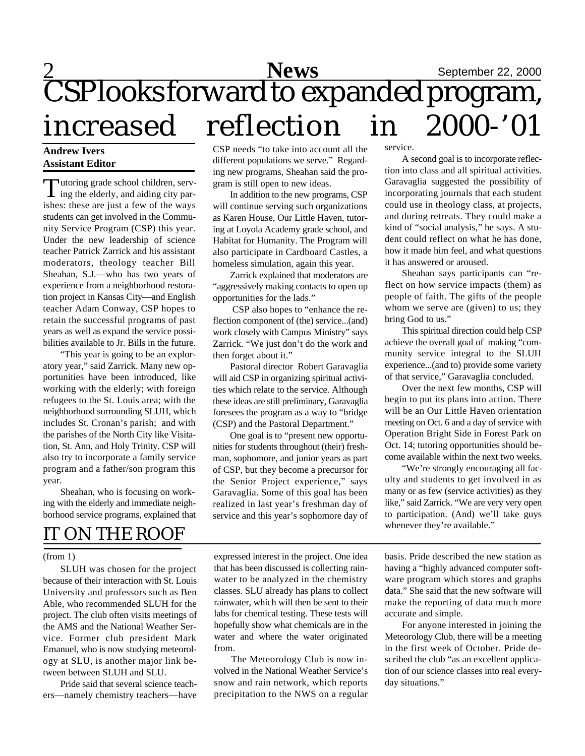// CSP looks forward to expanded program, increased reflection in 2000-'01

# CSP looks forward to expanded program, increased reflection in 2000-'01

**Andrew Ivers**
**Assistant Editor**

Tutoring grade school children, serving the elderly, and aiding city parishes: these are just a few of the ways students can get involved in the Community Service Program (CSP) this year. Under the new leadership of science teacher Patrick Zarrick and his assistant moderators, theology teacher Bill Sheahan, S.J.—who has two years of experience from a neighborhood restoration project in Kansas City—and English teacher Adam Conway, CSP hopes to retain the successful programs of past years as well as expand the service possibilities available to Jr. Bills in the future.

"This year is going to be an exploratory year," said Zarrick. Many new opportunities have been introduced, like working with the elderly; with foreign refugees to the St. Louis area; with the neighborhood surrounding SLUH, which includes St. Cronan's parish; and with the parishes of the North City like Visitation, St. Ann, and Holy Trinity. CSP will also try to incorporate a family service program and a father/son program this year.

Sheahan, who is focusing on working with the elderly and immediate neighborhood service programs, explained that CSP needs "to take into account all the different populations we serve." Regarding new programs, Sheahan said the program is still open to new ideas.

In addition to the new programs, CSP will continue serving such organizations as Karen House, Our Little Haven, tutoring at Loyola Academy grade school, and Habitat for Humanity. The Program will also participate in Cardboard Castles, a homeless simulation, again this year.

Zarrick explained that moderators are "aggressively making contacts to open up opportunities for the lads."

CSP also hopes to "enhance the reflection component of (the) service...(and) work closely with Campus Ministry" says Zarrick. "We just don't do the work and then forget about it."

Pastoral director Robert Garavaglia will aid CSP in organizing spiritual activities which relate to the service. Although these ideas are still preliminary, Garavaglia foresees the program as a way to "bridge (CSP) and the Pastoral Department."

One goal is to "present new opportunities for students throughout (their) freshman, sophomore, and junior years as part of CSP, but they become a precursor for the Senior Project experience," says Garavaglia. Some of this goal has been realized in last year's freshman day of service and this year's sophomore day of service.

A second goal is to incorporate reflection into class and all spiritual activities. Garavaglia suggested the possibility of incorporating journals that each student could use in theology class, at projects, and during retreats. They could make a kind of "social analysis," he says. A student could reflect on what he has done, how it made him feel, and what questions it has answered or aroused.

Sheahan says participants can "reflect on how service impacts (them) as people of faith. The gifts of the people whom we serve are (given) to us; they bring God to us."

This spiritual direction could help CSP achieve the overall goal of making "community service integral to the SLUH experience...(and to) provide some variety of that service," Garavaglia concluded.

Over the next few months, CSP will begin to put its plans into action. There will be an Our Little Haven orientation meeting on Oct. 6 and a day of service with Operation Bright Side in Forest Park on Oct. 14; tutoring opportunities should become available within the next two weeks.

"We're strongly encouraging all faculty and students to get involved in as many or as few (service activities) as they like," said Zarrick. "We are very very open to participation. (And) we'll take guys whenever they're available."

# IT ON THE ROOF

(from 1)

SLUH was chosen for the project because of their interaction with St. Louis University and professors such as Ben Able, who recommended SLUH for the project. The club often visits meetings of the AMS and the National Weather Service. Former club president Mark Emanuel, who is now studying meteorology at SLU, is another major link between between SLUH and SLU.

Pride said that several science teachers—namely chemistry teachers—have expressed interest in the project. One idea that has been discussed is collecting rainwater to be analyzed in the chemistry classes. SLU already has plans to collect rainwater, which will then be sent to their labs for chemical testing. These tests will hopefully show what chemicals are in the water and where the water originated from.

The Meteorology Club is now involved in the National Weather Service's snow and rain network, which reports precipitation to the NWS on a regular basis. Pride described the new station as having a "highly advanced computer software program which stores and graphs data." She said that the new software will make the reporting of data much more accurate and simple.

For anyone interested in joining the Meteorology Club, there will be a meeting in the first week of October. Pride described the club "as an excellent application of our science classes into real everyday situations."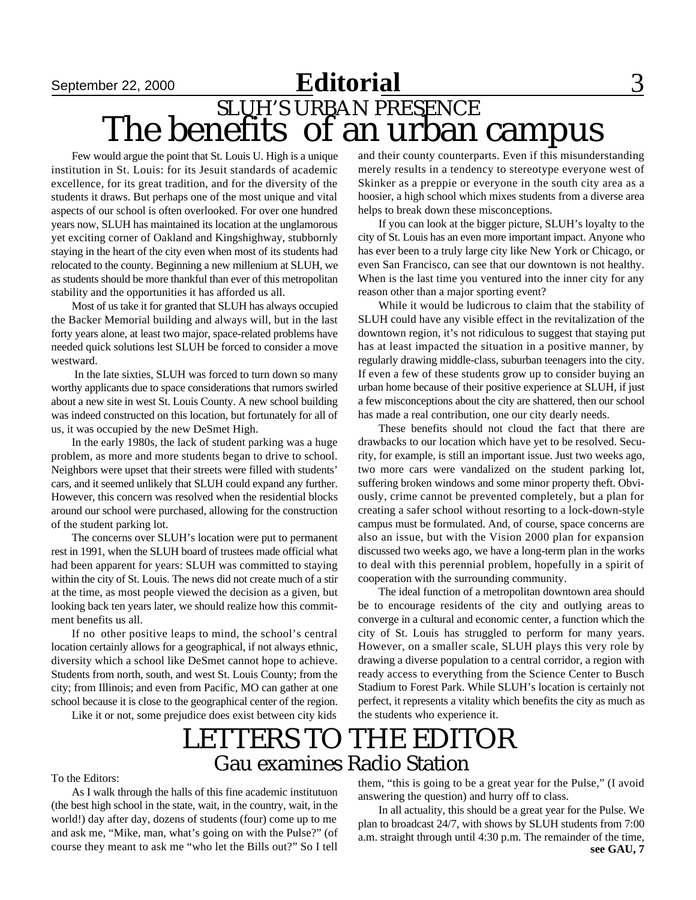## SLUH'S URBAN PRESENCE

# The benefits of an urban campus

Few would argue the point that St. Louis U. High is a unique institution in St. Louis: for its Jesuit standards of academic excellence, for its great tradition, and for the diversity of the students it draws. But perhaps one of the most unique and vital aspects of our school is often overlooked. For over one hundred years now, SLUH has maintained its location at the unglamorous yet exciting corner of Oakland and Kingshighway, stubbornly staying in the heart of the city even when most of its students had relocated to the county. Beginning a new millenium at SLUH, we as students should be more thankful than ever of this metropolitan stability and the opportunities it has afforded us all.

Most of us take it for granted that SLUH has always occupied the Backer Memorial building and always will, but in the last forty years alone, at least two major, space-related problems have needed quick solutions lest SLUH be forced to consider a move westward.

In the late sixties, SLUH was forced to turn down so many worthy applicants due to space considerations that rumors swirled about a new site in west St. Louis County. A new school building was indeed constructed on this location, but fortunately for all of us, it was occupied by the new DeSmet High.

In the early 1980s, the lack of student parking was a huge problem, as more and more students began to drive to school. Neighbors were upset that their streets were filled with students' cars, and it seemed unlikely that SLUH could expand any further. However, this concern was resolved when the residential blocks around our school were purchased, allowing for the construction of the student parking lot.

The concerns over SLUH's location were put to permanent rest in 1991, when the SLUH board of trustees made official what had been apparent for years: SLUH was committed to staying within the city of St. Louis. The news did not create much of a stir at the time, as most people viewed the decision as a given, but looking back ten years later, we should realize how this commitment benefits us all.

If no other positive leaps to mind, the school's central location certainly allows for a geographical, if not always ethnic, diversity which a school like DeSmet cannot hope to achieve. Students from north, south, and west St. Louis County; from the city; from Illinois; and even from Pacific, MO can gather at one school because it is close to the geographical center of the region.

Like it or not, some prejudice does exist between city kids and their county counterparts. Even if this misunderstanding merely results in a tendency to stereotype everyone west of Skinker as a preppie or everyone in the south city area as a hoosier, a high school which mixes students from a diverse area helps to break down these misconceptions.

If you can look at the bigger picture, SLUH's loyalty to the city of St. Louis has an even more important impact. Anyone who has ever been to a truly large city like New York or Chicago, or even San Francisco, can see that our downtown is not healthy. When is the last time you ventured into the inner city for any reason other than a major sporting event?

While it would be ludicrous to claim that the stability of SLUH could have any visible effect in the revitalization of the downtown region, it's not ridiculous to suggest that staying put has at least impacted the situation in a positive manner, by regularly drawing middle-class, suburban teenagers into the city. If even a few of these students grow up to consider buying an urban home because of their positive experience at SLUH, if just a few misconceptions about the city are shattered, then our school has made a real contribution, one our city dearly needs.

These benefits should not cloud the fact that there are drawbacks to our location which have yet to be resolved. Security, for example, is still an important issue. Just two weeks ago, two more cars were vandalized on the student parking lot, suffering broken windows and some minor property theft. Obviously, crime cannot be prevented completely, but a plan for creating a safer school without resorting to a lock-down-style campus must be formulated. And, of course, space concerns are also an issue, but with the Vision 2000 plan for expansion discussed two weeks ago, we have a long-term plan in the works to deal with this perennial problem, hopefully in a spirit of cooperation with the surrounding community.

The ideal function of a metropolitan downtown area should be to encourage residents of the city and outlying areas to converge in a cultural and economic center, a function which the city of St. Louis has struggled to perform for many years. However, on a smaller scale, SLUH plays this very role by drawing a diverse population to a central corridor, a region with ready access to everything from the Science Center to Busch Stadium to Forest Park. While SLUH's location is certainly not perfect, it represents a vitality which benefits the city as much as the students who experience it.

# LETTERS TO THE EDITOR

## Gau examines Radio Station

To the Editors:

As I walk through the halls of this fine academic institutuon (the best high school in the state, wait, in the country, wait, in the world!) day after day, dozens of students (four) come up to me and ask me, "Mike, man, what's going on with the Pulse?" (of course they meant to ask me "who let the Bills out?" So I tell them, "this is going to be a great year for the Pulse," (I avoid answering the question) and hurry off to class.

In all actuality, this should be a great year for the Pulse. We plan to broadcast 24/7, with shows by SLUH students from 7:00 a.m. straight through until 4:30 p.m. The remainder of the time,

**see GAU, 7**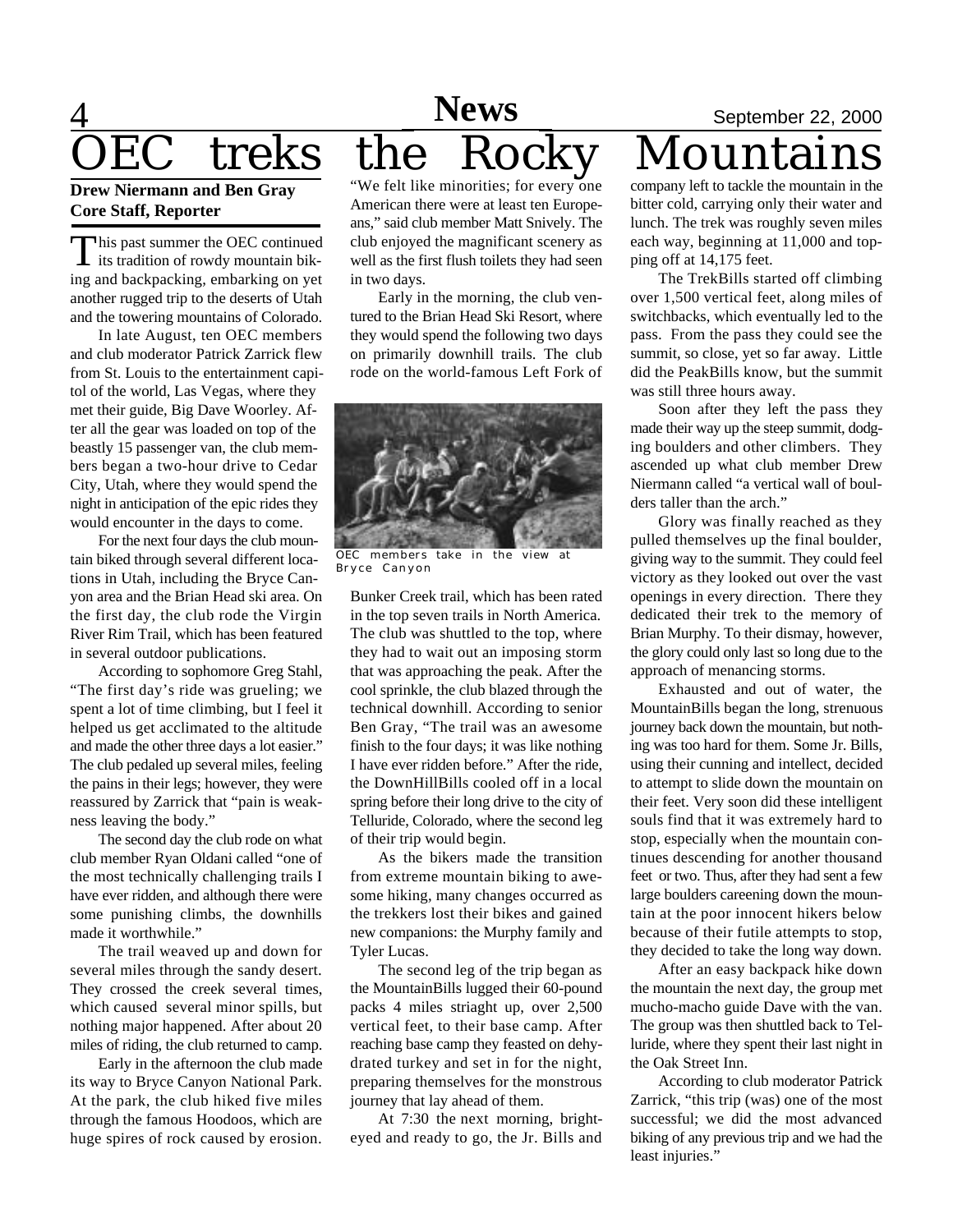# OEC treks the Rocky Mountains

**Drew Niermann and Ben Gray**
**Core Staff, Reporter**

This past summer the OEC continued its tradition of rowdy mountain biking and backpacking, embarking on yet another rugged trip to the deserts of Utah and the towering mountains of Colorado.

In late August, ten OEC members and club moderator Patrick Zarrick flew from St. Louis to the entertainment capitol of the world, Las Vegas, where they met their guide, Big Dave Woorley. After all the gear was loaded on top of the beastly 15 passenger van, the club members began a two-hour drive to Cedar City, Utah, where they would spend the night in anticipation of the epic rides they would encounter in the days to come.

For the next four days the club mountain biked through several different locations in Utah, including the Bryce Canyon area and the Brian Head ski area. On the first day, the club rode the Virgin River Rim Trail, which has been featured in several outdoor publications.

According to sophomore Greg Stahl, "The first day's ride was grueling; we spent a lot of time climbing, but I feel it helped us get acclimated to the altitude and made the other three days a lot easier." The club pedaled up several miles, feeling the pains in their legs; however, they were reassured by Zarrick that "pain is weakness leaving the body."

The second day the club rode on what club member Ryan Oldani called "one of the most technically challenging trails I have ever ridden, and although there were some punishing climbs, the downhills made it worthwhile."

The trail weaved up and down for several miles through the sandy desert. They crossed the creek several times, which caused several minor spills, but nothing major happened. After about 20 miles of riding, the club returned to camp.

Early in the afternoon the club made its way to Bryce Canyon National Park. At the park, the club hiked five miles through the famous Hoodoos, which are huge spires of rock caused by erosion. "We felt like minorities; for every one American there were at least ten Europeans," said club member Matt Snively. The club enjoyed the magnificant scenery as well as the first flush toilets they had seen in two days.

Early in the morning, the club ventured to the Brian Head Ski Resort, where they would spend the following two days on primarily downhill trails. The club rode on the world-famous Left Fork of Bunker Creek trail, which has been rated in the top seven trails in North America. The club was shuttled to the top, where they had to wait out an imposing storm that was approaching the peak. After the cool sprinkle, the club blazed through the technical downhill. According to senior Ben Gray, "The trail was an awesome finish to the four days; it was like nothing I have ever ridden before." After the ride, the DownHillBills cooled off in a local spring before their long drive to the city of Telluride, Colorado, where the second leg of their trip would begin.

OEC members take in the view at Bryce Canyon

As the bikers made the transition from extreme mountain biking to awesome hiking, many changes occurred as the trekkers lost their bikes and gained new companions: the Murphy family and Tyler Lucas.

The second leg of the trip began as the MountainBills lugged their 60-pound packs 4 miles striaght up, over 2,500 vertical feet, to their base camp. After reaching base camp they feasted on dehydrated turkey and set in for the night, preparing themselves for the monstrous journey that lay ahead of them.

At 7:30 the next morning, bright-eyed and ready to go, the Jr. Bills and company left to tackle the mountain in the bitter cold, carrying only their water and lunch. The trek was roughly seven miles each way, beginning at 11,000 and topping off at 14,175 feet.

The TrekBills started off climbing over 1,500 vertical feet, along miles of switchbacks, which eventually led to the pass. From the pass they could see the summit, so close, yet so far away. Little did the PeakBills know, but the summit was still three hours away.

Soon after they left the pass they made their way up the steep summit, dodging boulders and other climbers. They ascended up what club member Drew Niermann called "a vertical wall of boulders taller than the arch."

Glory was finally reached as they pulled themselves up the final boulder, giving way to the summit. They could feel victory as they looked out over the vast openings in every direction. There they dedicated their trek to the memory of Brian Murphy. To their dismay, however, the glory could only last so long due to the approach of menancing storms.

Exhausted and out of water, the MountainBills began the long, strenuous journey back down the mountain, but nothing was too hard for them. Some Jr. Bills, using their cunning and intellect, decided to attempt to slide down the mountain on their feet. Very soon did these intelligent souls find that it was extremely hard to stop, especially when the mountain continues descending for another thousand feet or two. Thus, after they had sent a few large boulders careening down the mountain at the poor innocent hikers below because of their futile attempts to stop, they decided to take the long way down.

After an easy backpack hike down the mountain the next day, the group met mucho-macho guide Dave with the van. The group was then shuttled back to Telluride, where they spent their last night in the Oak Street Inn.

According to club moderator Patrick Zarrick, "this trip (was) one of the most successful; we did the most advanced biking of any previous trip and we had the least injuries."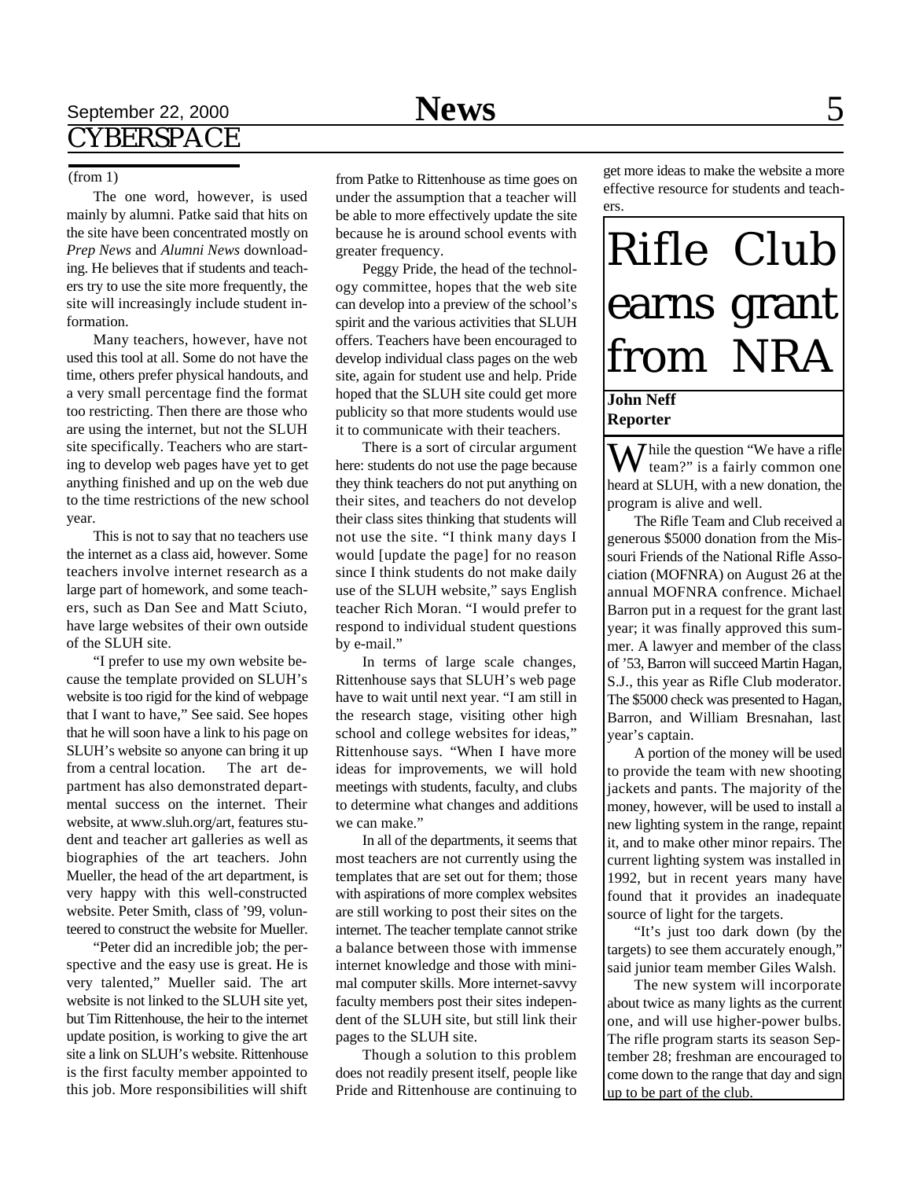## CYBERSPACE

(from 1)

The one word, however, is used mainly by alumni. Patke said that hits on the site have been concentrated mostly on *Prep News* and *Alumni News* downloading. He believes that if students and teachers try to use the site more frequently, the site will increasingly include student information.

Many teachers, however, have not used this tool at all. Some do not have the time, others prefer physical handouts, and a very small percentage find the format too restricting. Then there are those who are using the internet, but not the SLUH site specifically. Teachers who are starting to develop web pages have yet to get anything finished and up on the web due to the time restrictions of the new school year.

This is not to say that no teachers use the internet as a class aid, however. Some teachers involve internet research as a large part of homework, and some teachers, such as Dan See and Matt Sciuto, have large websites of their own outside of the SLUH site.

"I prefer to use my own website because the template provided on SLUH's website is too rigid for the kind of webpage that I want to have," See said. See hopes that he will soon have a link to his page on SLUH's website so anyone can bring it up from a central location. The art department has also demonstrated departmental success on the internet. Their website, at www.sluh.org/art, features student and teacher art galleries as well as biographies of the art teachers. John Mueller, the head of the art department, is very happy with this well-constructed website. Peter Smith, class of '99, volunteered to construct the website for Mueller.

"Peter did an incredible job; the perspective and the easy use is great. He is very talented," Mueller said. The art website is not linked to the SLUH site yet, but Tim Rittenhouse, the heir to the internet update position, is working to give the art site a link on SLUH's website. Rittenhouse is the first faculty member appointed to this job. More responsibilities will shift from Patke to Rittenhouse as time goes on under the assumption that a teacher will be able to more effectively update the site because he is around school events with greater frequency.

Peggy Pride, the head of the technology committee, hopes that the web site can develop into a preview of the school's spirit and the various activities that SLUH offers. Teachers have been encouraged to develop individual class pages on the web site, again for student use and help. Pride hoped that the SLUH site could get more publicity so that more students would use it to communicate with their teachers.

There is a sort of circular argument here: students do not use the page because they think teachers do not put anything on their sites, and teachers do not develop their class sites thinking that students will not use the site. "I think many days I would [update the page] for no reason since I think students do not make daily use of the SLUH website," says English teacher Rich Moran. "I would prefer to respond to individual student questions by e-mail."

In terms of large scale changes, Rittenhouse says that SLUH's web page have to wait until next year. "I am still in the research stage, visiting other high school and college websites for ideas," Rittenhouse says. "When I have more ideas for improvements, we will hold meetings with students, faculty, and clubs to determine what changes and additions we can make."

In all of the departments, it seems that most teachers are not currently using the templates that are set out for them; those with aspirations of more complex websites are still working to post their sites on the internet. The teacher template cannot strike a balance between those with immense internet knowledge and those with minimal computer skills. More internet-savvy faculty members post their sites independent of the SLUH site, but still link their pages to the SLUH site.

Though a solution to this problem does not readily present itself, people like Pride and Rittenhouse are continuing to get more ideas to make the website a more effective resource for students and teachers.

# Rifle Club earns grant from NRA

**John Neff**
**Reporter**

While the question "We have a rifle team?" is a fairly common one heard at SLUH, with a new donation, the program is alive and well.

The Rifle Team and Club received a generous $5000 donation from the Missouri Friends of the National Rifle Association (MOFNRA) on August 26 at the annual MOFNRA confrence. Michael Barron put in a request for the grant last year; it was finally approved this summer. A lawyer and member of the class of '53, Barron will succeed Martin Hagan, S.J., this year as Rifle Club moderator. The $5000 check was presented to Hagan, Barron, and William Bresnahan, last year's captain.

A portion of the money will be used to provide the team with new shooting jackets and pants. The majority of the money, however, will be used to install a new lighting system in the range, repaint it, and to make other minor repairs. The current lighting system was installed in 1992, but in recent years many have found that it provides an inadequate source of light for the targets.

"It's just too dark down (by the targets) to see them accurately enough," said junior team member Giles Walsh.

The new system will incorporate about twice as many lights as the current one, and will use higher-power bulbs. The rifle program starts its season September 28; freshman are encouraged to come down to the range that day and sign up to be part of the club.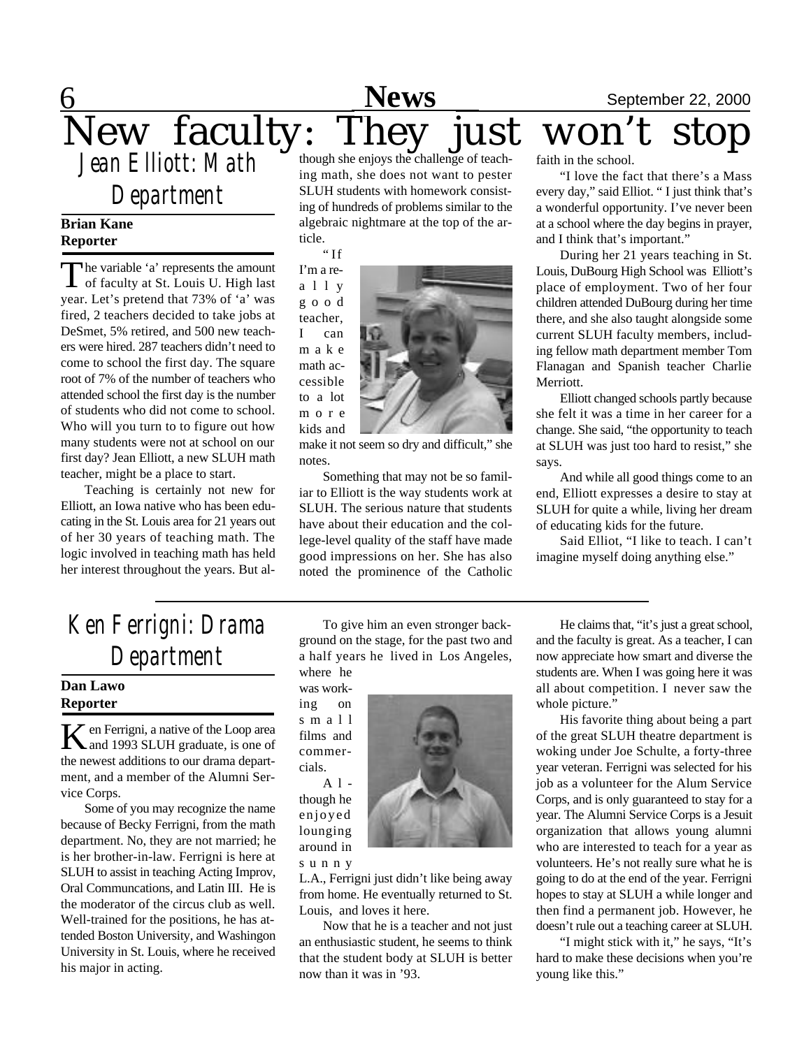# New faculty: They just won't stop

## Jean Elliott: Math Department

**Brian Kane**
**Reporter**

The variable 'a' represents the amount of faculty at St. Louis U. High last year. Let's pretend that 73% of 'a' was fired, 2 teachers decided to take jobs at DeSmet, 5% retired, and 500 new teachers were hired. 287 teachers didn't need to come to school the first day. The square root of 7% of the number of teachers who attended school the first day is the number of students who did not come to school. Who will you turn to to figure out how many students were not at school on our first day? Jean Elliott, a new SLUH math teacher, might be a place to start.

Teaching is certainly not new for Elliott, an Iowa native who has been educating in the St. Louis area for 21 years out of her 30 years of teaching math. The logic involved in teaching math has held her interest throughout the years. But although she enjoys the challenge of teaching math, she does not want to pester SLUH students with homework consisting of hundreds of problems similar to the algebraic nightmare at the top of the article.

"If I'm a really good teacher, I can make math accessible to a lot more kids and make it not seem so dry and difficult," she notes.

Something that may not be so familiar to Elliott is the way students work at SLUH. The serious nature that students have about their education and the college-level quality of the staff have made good impressions on her. She has also noted the prominence of the Catholic faith in the school.

"I love the fact that there's a Mass every day," said Elliot. " I just think that's a wonderful opportunity. I've never been at a school where the day begins in prayer, and I think that's important."

During her 21 years teaching in St. Louis, DuBourg High School was Elliott's place of employment. Two of her four children attended DuBourg during her time there, and she also taught alongside some current SLUH faculty members, including fellow math department member Tom Flanagan and Spanish teacher Charlie Merriott.

Elliott changed schools partly because she felt it was a time in her career for a change. She said, "the opportunity to teach at SLUH was just too hard to resist," she says.

And while all good things come to an end, Elliott expresses a desire to stay at SLUH for quite a while, living her dream of educating kids for the future.

Said Elliot, "I like to teach. I can't imagine myself doing anything else."

## Ken Ferrigni: Drama Department

**Dan Lawo**
**Reporter**

Ken Ferrigni, a native of the Loop area and 1993 SLUH graduate, is one of the newest additions to our drama department, and a member of the Alumni Service Corps.

Some of you may recognize the name because of Becky Ferrigni, from the math department. No, they are not married; he is her brother-in-law. Ferrigni is here at SLUH to assist in teaching Acting Improv, Oral Communcations, and Latin III. He is the moderator of the circus club as well. Well-trained for the positions, he has attended Boston University, and Washingon University in St. Louis, where he received his major in acting.

To give him an even stronger background on the stage, for the past two and a half years he lived in Los Angeles, where he was working on small films and commercials.

Although he enjoyed lounging around in sunny L.A., Ferrigni just didn't like being away from home. He eventually returned to St. Louis, and loves it here.

Now that he is a teacher and not just an enthusiastic student, he seems to think that the student body at SLUH is better now than it was in '93.

He claims that, "it's just a great school, and the faculty is great. As a teacher, I can now appreciate how smart and diverse the students are. When I was going here it was all about competition. I never saw the whole picture."

His favorite thing about being a part of the great SLUH theatre department is woking under Joe Schulte, a forty-three year veteran. Ferrigni was selected for his job as a volunteer for the Alum Service Corps, and is only guaranteed to stay for a year. The Alumni Service Corps is a Jesuit organization that allows young alumni who are interested to teach for a year as volunteers. He's not really sure what he is going to do at the end of the year. Ferrigni hopes to stay at SLUH a while longer and then find a permanent job. However, he doesn't rule out a teaching career at SLUH.

"I might stick with it," he says, "It's hard to make these decisions when you're young like this."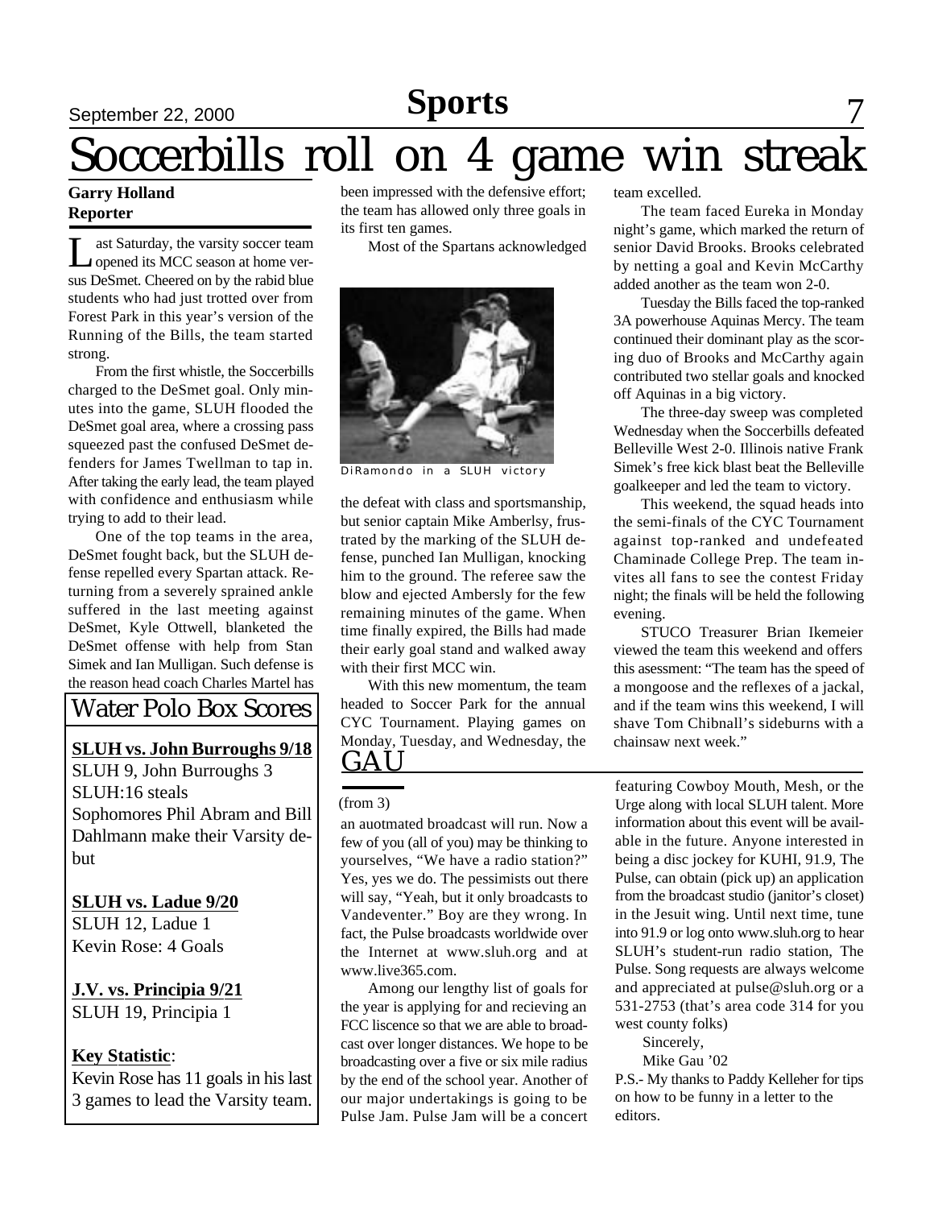# Soccerbills roll on 4 game win streak

**Garry Holland**
**Reporter**

Last Saturday, the varsity soccer team opened its MCC season at home versus DeSmet. Cheered on by the rabid blue students who had just trotted over from Forest Park in this year's version of the Running of the Bills, the team started strong.

From the first whistle, the Soccerbills charged to the DeSmet goal. Only minutes into the game, SLUH flooded the DeSmet goal area, where a crossing pass squeezed past the confused DeSmet defenders for James Twellman to tap in. After taking the early lead, the team played with confidence and enthusiasm while trying to add to their lead.

One of the top teams in the area, DeSmet fought back, but the SLUH defense repelled every Spartan attack. Returning from a severely sprained ankle suffered in the last meeting against DeSmet, Kyle Ottwell, blanketed the DeSmet offense with help from Stan Simek and Ian Mulligan. Such defense is the reason head coach Charles Martel has been impressed with the defensive effort; the team has allowed only three goals in its first ten games.

Most of the Spartans acknowledged the defeat with class and sportsmanship, but senior captain Mike Amberlsy, frustrated by the marking of the SLUH defense, punched Ian Mulligan, knocking him to the ground. The referee saw the blow and ejected Ambersly for the few remaining minutes of the game. When time finally expired, the Bills had made their early goal stand and walked away with their first MCC win.

DiRamondo in a SLUH victory

With this new momentum, the team headed to Soccer Park for the annual CYC Tournament. Playing games on Monday, Tuesday, and Wednesday, the team excelled.

The team faced Eureka in Monday night's game, which marked the return of senior David Brooks. Brooks celebrated by netting a goal and Kevin McCarthy added another as the team won 2-0.

Tuesday the Bills faced the top-ranked 3A powerhouse Aquinas Mercy. The team continued their dominant play as the scoring duo of Brooks and McCarthy again contributed two stellar goals and knocked off Aquinas in a big victory.

The three-day sweep was completed Wednesday when the Soccerbills defeated Belleville West 2-0. Illinois native Frank Simek's free kick blast beat the Belleville goalkeeper and led the team to victory.

This weekend, the squad heads into the semi-finals of the CYC Tournament against top-ranked and undefeated Chaminade College Prep. The team invites all fans to see the contest Friday night; the finals will be held the following evening.

STUCO Treasurer Brian Ikemeier viewed the team this weekend and offers this asessment: "The team has the speed of a mongoose and the reflexes of a jackal, and if the team wins this weekend, I will shave Tom Chibnall's sideburns with a chainsaw next week."

## Water Polo Box Scores

**SLUH vs. John Burroughs 9/18**
SLUH 9, John Burroughs 3
SLUH:16 steals
Sophomores Phil Abram and Bill Dahlmann make their Varsity debut

**SLUH vs. Ladue 9/20**
SLUH 12, Ladue 1
Kevin Rose: 4 Goals

**J.V. vs. Principia 9/21**
SLUH 19, Principia 1

**Key Statistic**:
Kevin Rose has 11 goals in his last 3 games to lead the Varsity team.

## GAU

(from 3)

an auotmated broadcast will run. Now a few of you (all of you) may be thinking to yourselves, "We have a radio station?" Yes, yes we do. The pessimists out there will say, "Yeah, but it only broadcasts to Vandeventer." Boy are they wrong. In fact, the Pulse broadcasts worldwide over the Internet at www.sluh.org and at www.live365.com.

Among our lengthy list of goals for the year is applying for and recieving an FCC liscence so that we are able to broadcast over longer distances. We hope to be broadcasting over a five or six mile radius by the end of the school year. Another of our major undertakings is going to be Pulse Jam. Pulse Jam will be a concert featuring Cowboy Mouth, Mesh, or the Urge along with local SLUH talent. More information about this event will be available in the future. Anyone interested in being a disc jockey for KUHI, 91.9, The Pulse, can obtain (pick up) an application from the broadcast studio (janitor's closet) in the Jesuit wing. Until next time, tune into 91.9 or log onto www.sluh.org to hear SLUH's student-run radio station, The Pulse. Song requests are always welcome and appreciated at pulse@sluh.org or a 531-2753 (that's area code 314 for you west county folks)

Sincerely,

Mike Gau '02

P.S.- My thanks to Paddy Kelleher for tips on how to be funny in a letter to the editors.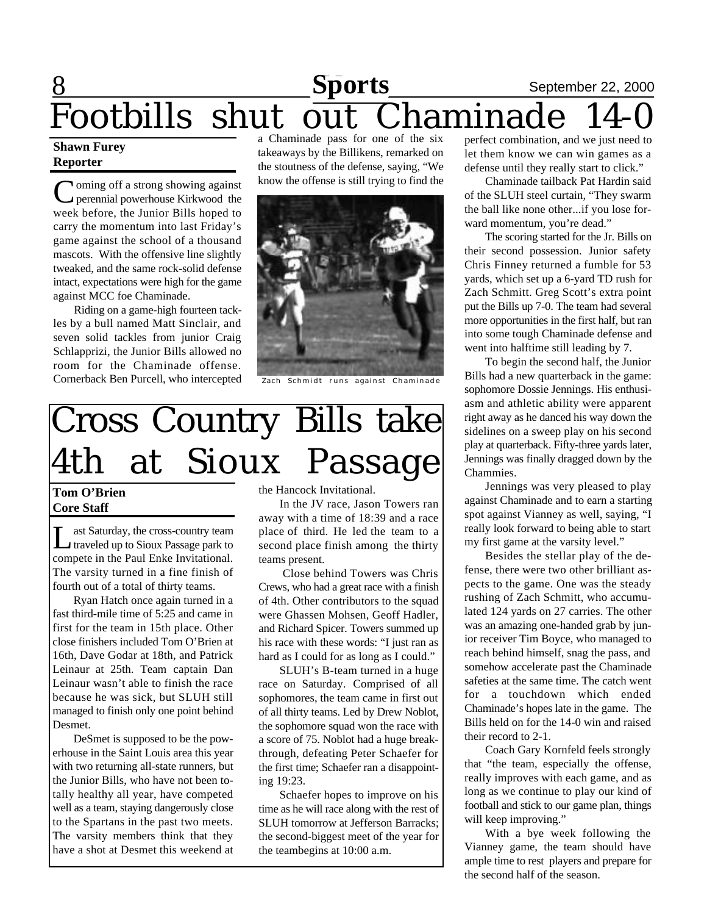# Footbills shut out Chaminade 14-0

**Shawn Furey**
**Reporter**

Coming off a strong showing against perennial powerhouse Kirkwood the week before, the Junior Bills hoped to carry the momentum into last Friday's game against the school of a thousand mascots. With the offensive line slightly tweaked, and the same rock-solid defense intact, expectations were high for the game against MCC foe Chaminade.

Riding on a game-high fourteen tackles by a bull named Matt Sinclair, and seven solid tackles from junior Craig Schlapprizi, the Junior Bills allowed no room for the Chaminade offense. Cornerback Ben Purcell, who intercepted a Chaminade pass for one of the six takeaways by the Billikens, remarked on the stoutness of the defense, saying, "We know the offense is still trying to find the perfect combination, and we just need to let them know we can win games as a defense until they really start to click."

Zach Schmidt runs against Chaminade

Chaminade tailback Pat Hardin said of the SLUH steel curtain, "They swarm the ball like none other...if you lose forward momentum, you're dead."

The scoring started for the Jr. Bills on their second possession. Junior safety Chris Finney returned a fumble for 53 yards, which set up a 6-yard TD rush for Zach Schmitt. Greg Scott's extra point put the Bills up 7-0. The team had several more opportunities in the first half, but ran into some tough Chaminade defense and went into halftime still leading by 7.

To begin the second half, the Junior Bills had a new quarterback in the game: sophomore Dossie Jennings. His enthusiasm and athletic ability were apparent right away as he danced his way down the sidelines on a sweep play on his second play at quarterback. Fifty-three yards later, Jennings was finally dragged down by the Chammies.

Jennings was very pleased to play against Chaminade and to earn a starting spot against Vianney as well, saying, "I really look forward to being able to start my first game at the varsity level."

Besides the stellar play of the defense, there were two other brilliant aspects to the game. One was the steady rushing of Zach Schmitt, who accumulated 124 yards on 27 carries. The other was an amazing one-handed grab by junior receiver Tim Boyce, who managed to reach behind himself, snag the pass, and somehow accelerate past the Chaminade safeties at the same time. The catch went for a touchdown which ended Chaminade's hopes late in the game. The Bills held on for the 14-0 win and raised their record to 2-1.

Coach Gary Kornfeld feels strongly that "the team, especially the offense, really improves with each game, and as long as we continue to play our kind of football and stick to our game plan, things will keep improving."

With a bye week following the Vianney game, the team should have ample time to rest players and prepare for the second half of the season.

# Cross Country Bills take 4th at Sioux Passage

**Tom O'Brien**
**Core Staff**

Last Saturday, the cross-country team traveled up to Sioux Passage park to compete in the Paul Enke Invitational. The varsity turned in a fine finish of fourth out of a total of thirty teams.

Ryan Hatch once again turned in a fast third-mile time of 5:25 and came in first for the team in 15th place. Other close finishers included Tom O'Brien at 16th, Dave Godar at 18th, and Patrick Leinaur at 25th. Team captain Dan Leinaur wasn't able to finish the race because he was sick, but SLUH still managed to finish only one point behind Desmet.

DeSmet is supposed to be the powerhouse in the Saint Louis area this year with two returning all-state runners, but the Junior Bills, who have not been totally healthy all year, have competed well as a team, staying dangerously close to the Spartans in the past two meets. The varsity members think that they have a shot at Desmet this weekend at the Hancock Invitational.

In the JV race, Jason Towers ran away with a time of 18:39 and a race place of third. He led the team to a second place finish among the thirty teams present.

Close behind Towers was Chris Crews, who had a great race with a finish of 4th. Other contributors to the squad were Ghassen Mohsen, Geoff Hadler, and Richard Spicer. Towers summed up his race with these words: "I just ran as hard as I could for as long as I could."

SLUH's B-team turned in a huge race on Saturday. Comprised of all sophomores, the team came in first out of all thirty teams. Led by Drew Noblot, the sophomore squad won the race with a score of 75. Noblot had a huge breakthrough, defeating Peter Schaefer for the first time; Schaefer ran a disappointing 19:23.

Schaefer hopes to improve on his time as he will race along with the rest of SLUH tomorrow at Jefferson Barracks; the second-biggest meet of the year for the teambegins at 10:00 a.m.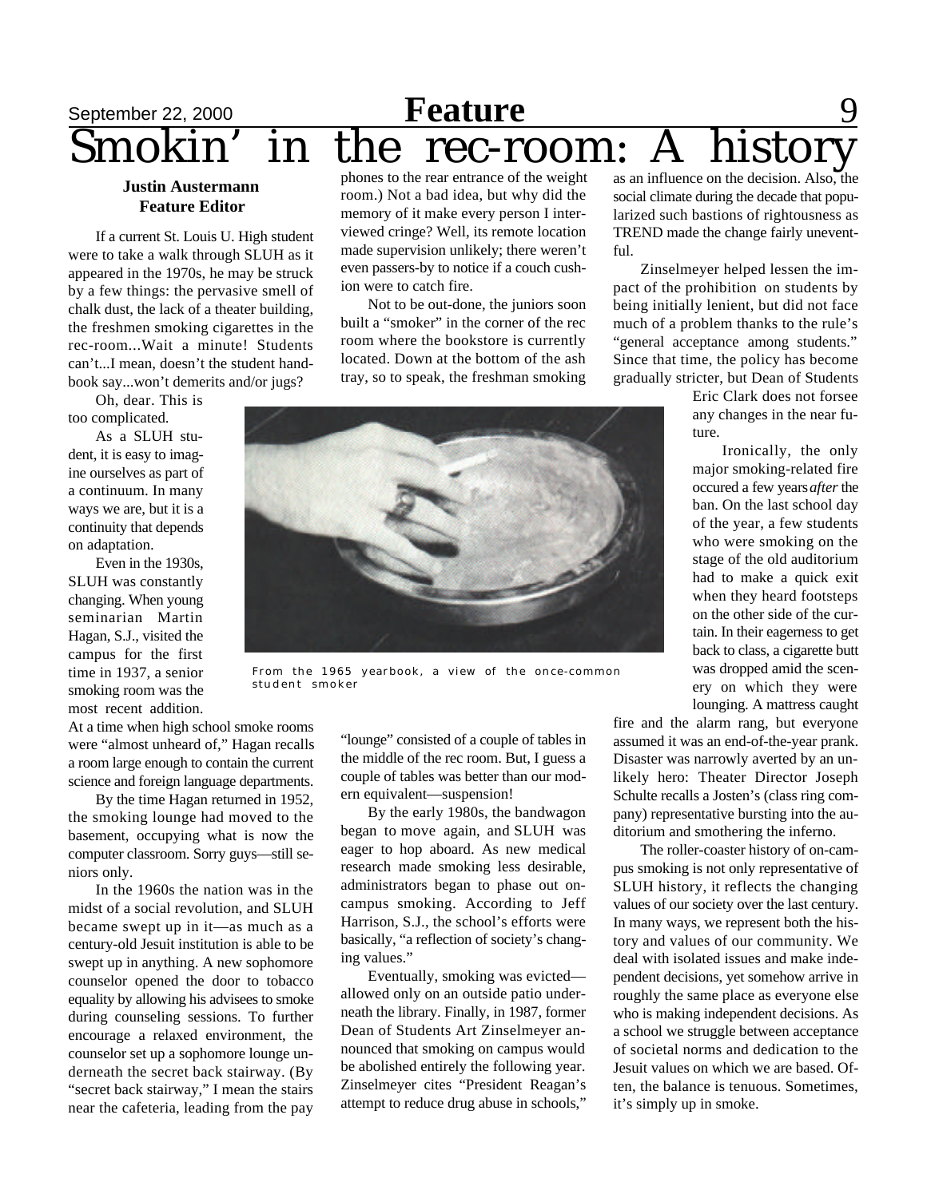# Smokin' in the rec-room: A history

**Justin Austermann**
**Feature Editor**

If a current St. Louis U. High student were to take a walk through SLUH as it appeared in the 1970s, he may be struck by a few things: the pervasive smell of chalk dust, the lack of a theater building, the freshmen smoking cigarettes in the rec-room...Wait a minute! Students can't...I mean, doesn't the student handbook say...won't demerits and/or jugs?

Oh, dear. This is too complicated.

As a SLUH student, it is easy to imagine ourselves as part of a continuum. In many ways we are, but it is a continuity that depends on adaptation.

Even in the 1930s, SLUH was constantly changing. When young seminarian Martin Hagan, S.J., visited the campus for the first time in 1937, a senior smoking room was the most recent addition. At a time when high school smoke rooms were "almost unheard of," Hagan recalls a room large enough to contain the current science and foreign language departments.

By the time Hagan returned in 1952, the smoking lounge had moved to the basement, occupying what is now the computer classroom. Sorry guys—still seniors only.

In the 1960s the nation was in the midst of a social revolution, and SLUH became swept up in it—as much as a century-old Jesuit institution is able to be swept up in anything. A new sophomore counselor opened the door to tobacco equality by allowing his advisees to smoke during counseling sessions. To further encourage a relaxed environment, the counselor set up a sophomore lounge underneath the secret back stairway. (By "secret back stairway," I mean the stairs near the cafeteria, leading from the pay phones to the rear entrance of the weight room.) Not a bad idea, but why did the memory of it make every person I interviewed cringe? Well, its remote location made supervision unlikely; there weren't even passers-by to notice if a couch cushion were to catch fire.

Not to be out-done, the juniors soon built a "smoker" in the corner of the rec room where the bookstore is currently located. Down at the bottom of the ash tray, so to speak, the freshman smoking "lounge" consisted of a couple of tables in the middle of the rec room. But, I guess a couple of tables was better than our modern equivalent—suspension!

From the 1965 yearbook, a view of the once-common student smoker

By the early 1980s, the bandwagon began to move again, and SLUH was eager to hop aboard. As new medical research made smoking less desirable, administrators began to phase out on-campus smoking. According to Jeff Harrison, S.J., the school's efforts were basically, "a reflection of society's changing values."

Eventually, smoking was evicted—allowed only on an outside patio underneath the library. Finally, in 1987, former Dean of Students Art Zinselmeyer announced that smoking on campus would be abolished entirely the following year. Zinselmeyer cites "President Reagan's attempt to reduce drug abuse in schools," as an influence on the decision. Also, the social climate during the decade that popularized such bastions of rightousness as TREND made the change fairly uneventful.

Zinselmeyer helped lessen the impact of the prohibition on students by being initially lenient, but did not face much of a problem thanks to the rule's "general acceptance among students." Since that time, the policy has become gradually stricter, but Dean of Students Eric Clark does not forsee any changes in the near future.

Ironically, the only major smoking-related fire occured a few years *after* the ban. On the last school day of the year, a few students who were smoking on the stage of the old auditorium had to make a quick exit when they heard footsteps on the other side of the curtain. In their eagerness to get back to class, a cigarette butt was dropped amid the scenery on which they were lounging. A mattress caught fire and the alarm rang, but everyone assumed it was an end-of-the-year prank. Disaster was narrowly averted by an unlikely hero: Theater Director Joseph Schulte recalls a Josten's (class ring company) representative bursting into the auditorium and smothering the inferno.

The roller-coaster history of on-campus smoking is not only representative of SLUH history, it reflects the changing values of our society over the last century. In many ways, we represent both the history and values of our community. We deal with isolated issues and make independent decisions, yet somehow arrive in roughly the same place as everyone else who is making independent decisions. As a school we struggle between acceptance of societal norms and dedication to the Jesuit values on which we are based. Often, the balance is tenuous. Sometimes, it's simply up in smoke.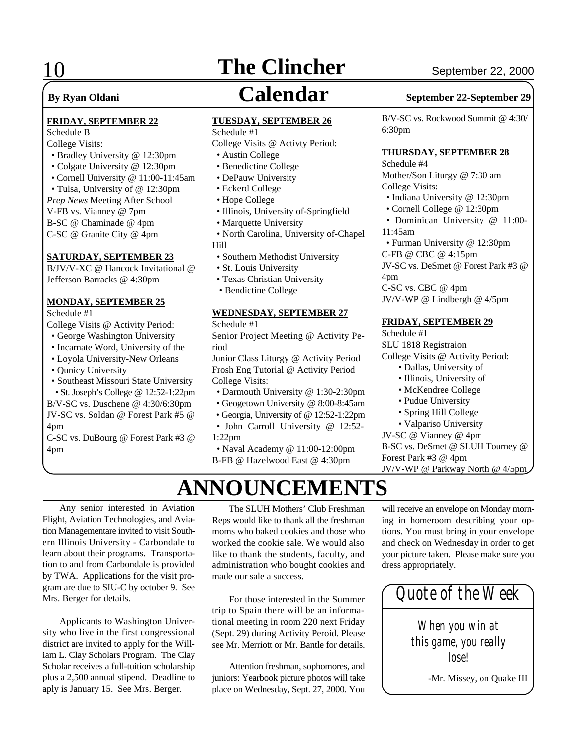# The Clincher

By Ryan Oldani

## Calendar

September 22-September 29

**FRIDAY, SEPTEMBER 22**
Schedule B
College Visits:
- Bradley University @ 12:30pm
- Colgate University @ 12:30pm
- Cornell University @ 11:00-11:45am
- Tulsa, University of @ 12:30pm

*Prep News* Meeting After School
V-FB vs. Vianney @ 7pm
B-SC @ Chaminade @ 4pm
C-SC @ Granite City @ 4pm

**SATURDAY, SEPTEMBER 23**
B/JV/V-XC @ Hancock Invitational @ Jefferson Barracks @ 4:30pm

**MONDAY, SEPTEMBER 25**
Schedule #1
College Visits @ Activity Period:
- George Washington University
- Incarnate Word, University of the
- Loyola University-New Orleans
- Qunicy University
- Southeast Missouri State University
- St. Joseph's College @ 12:52-1:22pm

B/V-SC vs. Duschene @ 4:30/6:30pm
JV-SC vs. Soldan @ Forest Park #5 @ 4pm
C-SC vs. DuBourg @ Forest Park #3 @ 4pm

**TUESDAY, SEPTEMBER 26**
Schedule #1
College Visits @ Activty Period:
- Austin College
- Benedictine College
- DePauw University
- Eckerd College
- Hope College
- Illinois, University of-Springfield
- Marquette University
- North Carolina, University of-Chapel Hill
- Southern Methodist University
- St. Louis University
- Texas Christian University
- Bendictine College

**WEDNESDAY, SEPTEMBER 27**
Schedule #1
Senior Project Meeting @ Activity Period
Junior Class Liturgy @ Activity Period
Frosh Eng Tutorial @ Activity Period
College Visits:
- Darmouth University @ 1:30-2:30pm
- Geogetown University @ 8:00-8:45am
- Georgia, University of @ 12:52-1:22pm
- John Carroll University @ 12:52-1:22pm
- Naval Academy @ 11:00-12:00pm

B-FB @ Hazelwood East @ 4:30pm
B/V-SC vs. Rockwood Summit @ 4:30/6:30pm

**THURSDAY, SEPTEMBER 28**
Schedule #4
Mother/Son Liturgy @ 7:30 am
College Visits:
- Indiana University @ 12:30pm
- Cornell College @ 12:30pm
- Dominican University @ 11:00-11:45am
- Furman University @ 12:30pm

C-FB @ CBC @ 4:15pm
JV-SC vs. DeSmet @ Forest Park #3 @ 4pm
C-SC vs. CBC @ 4pm
JV/V-WP @ Lindbergh @ 4/5pm

**FRIDAY, SEPTEMBER 29**
Schedule #1
SLU 1818 Registraion
College Visits @ Activity Period:
- Dallas, University of
- Illinois, University of
- McKendree College
- Pudue University
- Spring Hill College
- Valpariso University

JV-SC @ Vianney @ 4pm
B-SC vs. DeSmet @ SLUH Tourney @ Forest Park #3 @ 4pm
JV/V-WP @ Parkway North @ 4/5pm

## ANNOUNCEMENTS

Any senior interested in Aviation Flight, Aviation Technologies, and Aviation Managementare invited to visit Southern Illinois University - Carbondale to learn about their programs. Transportation to and from Carbondale is provided by TWA. Applications for the visit program are due to SIU-C by october 9. See Mrs. Berger for details.

Applicants to Washington University who live in the first congressional district are invited to apply for the William L. Clay Scholars Program. The Clay Scholar receives a full-tuition scholarship plus a 2,500 annual stipend. Deadline to aply is January 15. See Mrs. Berger.

The SLUH Mothers' Club Freshman Reps would like to thank all the freshman moms who baked cookies and those who worked the cookie sale. We would also like to thank the students, faculty, and administration who bought cookies and made our sale a success.

For those interested in the Summer trip to Spain there will be an informational meeting in room 220 next Friday (Sept. 29) during Activity Peroid. Please see Mr. Merriott or Mr. Bantle for details.

Attention freshman, sophomores, and juniors: Yearbook picture photos will take place on Wednesday, Sept. 27, 2000. You will receive an envelope on Monday morning in homeroom describing your options. You must bring in your envelope and check on Wednesday in order to get your picture taken. Please make sure you dress appropriately.

### Quote of the Week

*When you win at this game, you really lose!*

-Mr. Missey, on Quake III